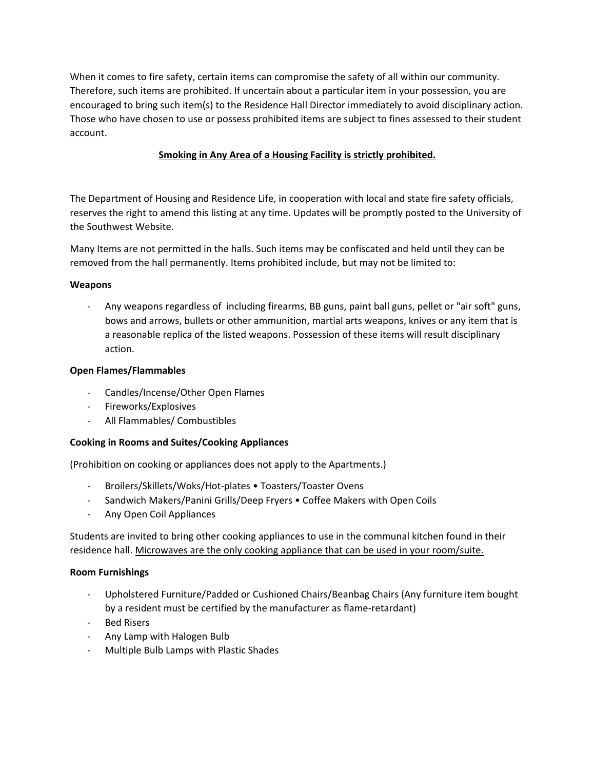When it comes to fire safety, certain items can compromise the safety of all within our community. Therefore, such items are prohibited. If uncertain about a particular item in your possession, you are encouraged to bring such item(s) to the Residence Hall Director immediately to avoid disciplinary action. Those who have chosen to use or possess prohibited items are subject to fines assessed to their student account.

**Smoking in Any Area of a Housing Facility is strictly prohibited.**

The Department of Housing and Residence Life, in cooperation with local and state fire safety officials, reserves the right to amend this listing at any time. Updates will be promptly posted to the University of the Southwest Website.

Many Items are not permitted in the halls. Such items may be confiscated and held until they can be removed from the hall permanently. Items prohibited include, but may not be limited to:

**Weapons**

- Any weapons regardless of including firearms, BB guns, paint ball guns, pellet or "air soft" guns, bows and arrows, bullets or other ammunition, martial arts weapons, knives or any item that is a reasonable replica of the listed weapons. Possession of these items will result disciplinary action.

**Open Flames/Flammables**

- Candles/Incense/Other Open Flames
- Fireworks/Explosives
- All Flammables/ Combustibles

**Cooking in Rooms and Suites/Cooking Appliances**

(Prohibition on cooking or appliances does not apply to the Apartments.)

- Broilers/Skillets/Woks/Hot-plates • Toasters/Toaster Ovens
- Sandwich Makers/Panini Grills/Deep Fryers • Coffee Makers with Open Coils
- Any Open Coil Appliances

Students are invited to bring other cooking appliances to use in the communal kitchen found in their residence hall. Microwaves are the only cooking appliance that can be used in your room/suite.

**Room Furnishings**

- Upholstered Furniture/Padded or Cushioned Chairs/Beanbag Chairs (Any furniture item bought by a resident must be certified by the manufacturer as flame-retardant)
- Bed Risers
- Any Lamp with Halogen Bulb
- Multiple Bulb Lamps with Plastic Shades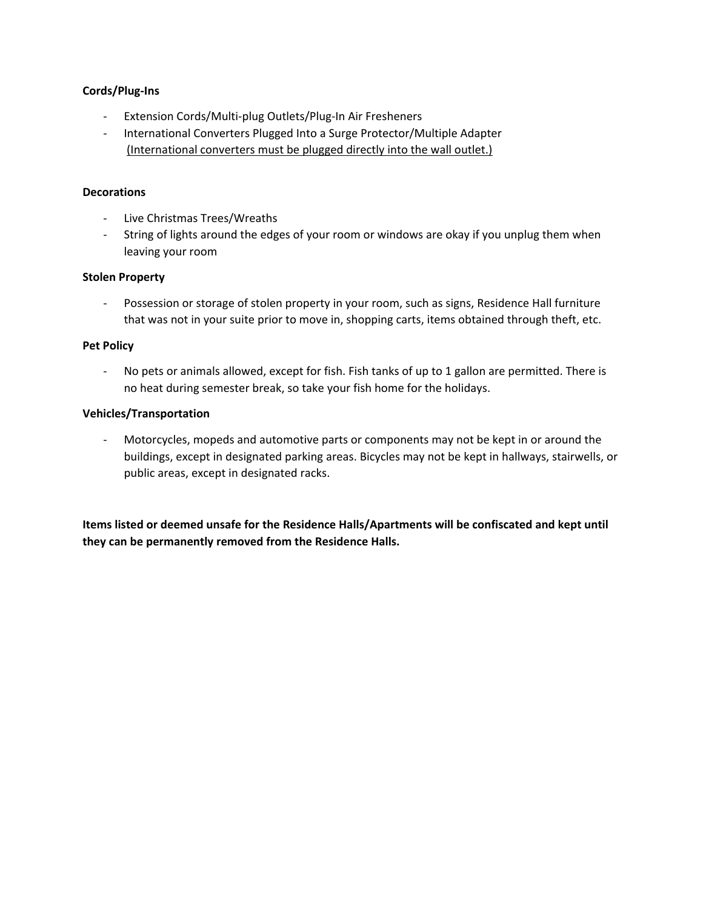**Cords/Plug-Ins**

- Extension Cords/Multi-plug Outlets/Plug-In Air Fresheners
- International Converters Plugged Into a Surge Protector/Multiple Adapter
  <u>(International converters must be plugged directly into the wall outlet.)</u>

**Decorations**

- Live Christmas Trees/Wreaths
- String of lights around the edges of your room or windows are okay if you unplug them when leaving your room

**Stolen Property**

- Possession or storage of stolen property in your room, such as signs, Residence Hall furniture that was not in your suite prior to move in, shopping carts, items obtained through theft, etc.

**Pet Policy**

- No pets or animals allowed, except for fish. Fish tanks of up to 1 gallon are permitted. There is no heat during semester break, so take your fish home for the holidays.

**Vehicles/Transportation**

- Motorcycles, mopeds and automotive parts or components may not be kept in or around the buildings, except in designated parking areas. Bicycles may not be kept in hallways, stairwells, or public areas, except in designated racks.

**Items listed or deemed unsafe for the Residence Halls/Apartments will be confiscated and kept until they can be permanently removed from the Residence Halls.**